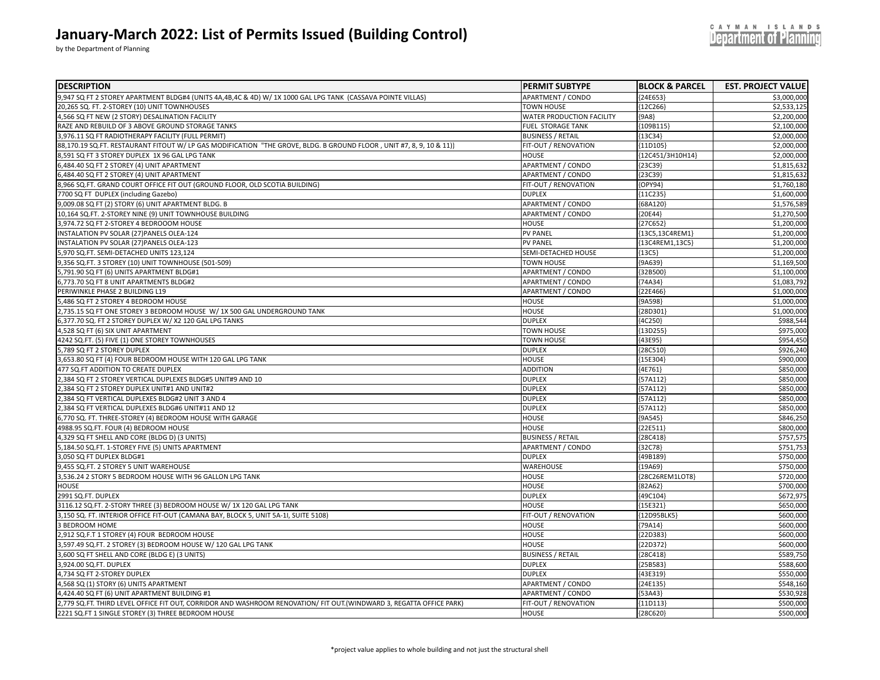# January-March 2022: List of Permits Issued (Building Control)

by the Department of Planning

| DESCRIPTION | PERMIT SUBTYPE | BLOCK & PARCEL | EST. PROJECT VALUE |
|---|---|---|---|
| 9,947 SQ FT 2 STOREY APARTMENT BLDG#4 (UNITS 4A,4B,4C & 4D) W/ 1X 1000 GAL LPG TANK (CASSAVA POINTE VILLAS) | APARTMENT / CONDO | {24E653} | $3,000,000 |
| 20,265 SQ. FT. 2-STOREY (10) UNIT TOWNHOUSES | TOWN HOUSE | {12C266} | $2,533,125 |
| 4,566 SQ FT NEW (2 STORY) DESALINATION FACILITY | WATER PRODUCTION FACILITY | {9A8} | $2,200,000 |
| RAZE AND REBUILD OF 3 ABOVE GROUND STORAGE TANKS | FUEL STORAGE TANK | {109B115} | $2,100,000 |
| 3,976.11 SQ FT RADIOTHERAPY FACILITY (FULL PERMIT) | BUSINESS / RETAIL | {13C34} | $2,000,000 |
| 88,170.19 SQ.FT. RESTAURANT FITOUT W/ LP GAS MODIFICATION "THE GROVE, BLDG. B GROUND FLOOR , UNIT #7, 8, 9, 10 & 11) | FIT-OUT / RENOVATION | {11D105} | $2,000,000 |
| 8,591 SQ FT 3 STOREY DUPLEX 1X 96 GAL LPG TANK | HOUSE | {12C451/3H10H14} | $2,000,000 |
| 6,484.40 SQ FT 2 STOREY (4) UNIT APARTMENT | APARTMENT / CONDO | {23C39} | $1,815,632 |
| 6,484.40 SQ FT 2 STOREY (4) UNIT APARTMENT | APARTMENT / CONDO | {23C39} | $1,815,632 |
| 8,966 SQ.FT. GRAND COURT OFFICE FIT OUT (GROUND FLOOR, OLD SCOTIA BUILDING) | FIT-OUT / RENOVATION | {OPY94} | $1,760,180 |
| 7700 SQ FT DUPLEX (including Gazebo) | DUPLEX | {11C235} | $1,600,000 |
| 9,009.08 SQ FT (2) STORY (6) UNIT APARTMENT BLDG. B | APARTMENT / CONDO | {68A120} | $1,576,589 |
| 10,164 SQ.FT. 2-STOREY NINE (9) UNIT TOWNHOUSE BUILDING | APARTMENT / CONDO | {20E44} | $1,270,500 |
| 3,974.72 SQ FT 2-STOREY 4 BEDROOOM HOUSE | HOUSE | {27C652} | $1,200,000 |
| INSTALATION PV SOLAR (27)PANELS OLEA-124 | PV PANEL | {13C5,13C4REM1} | $1,200,000 |
| INSTALATION PV SOLAR (27)PANELS OLEA-123 | PV PANEL | {13C4REM1,13C5} | $1,200,000 |
| 5,970 SQ.FT. SEMI-DETACHED UNITS 123,124 | SEMI-DETACHED HOUSE | {13C5} | $1,200,000 |
| 9,356 SQ.FT. 3 STOREY (10) UNIT TOWNHOUSE (501-509) | TOWN HOUSE | {9A639} | $1,169,500 |
| 5,791.90 SQ FT (6) UNITS APARTMENT BLDG#1 | APARTMENT / CONDO | {32B500} | $1,100,000 |
| 6,773.70 SQ FT 8 UNIT APARTMENTS BLDG#2 | APARTMENT / CONDO | {74A34} | $1,083,792 |
| PERIWINKLE PHASE 2 BUILDING L19 | APARTMENT / CONDO | {22E466} | $1,000,000 |
| 5,486 SQ FT 2 STOREY 4 BEDROOM HOUSE | HOUSE | {9A598} | $1,000,000 |
| 2,735.15 SQ FT ONE STOREY 3 BEDROOM HOUSE W/ 1X 500 GAL UNDERGROUND TANK | HOUSE | {28D301} | $1,000,000 |
| 6,377.70 SQ. FT 2 STOREY DUPLEX W/ X2 120 GAL LPG TANKS | DUPLEX | {4C250} | $988,544 |
| 4,528 SQ FT (6) SIX UNIT APARTMENT | TOWN HOUSE | {13D255} | $975,000 |
| 4242 SQ.FT. (5) FIVE (1) ONE STOREY TOWNHOUSES | TOWN HOUSE | {43E95} | $954,450 |
| 5,789 SQ FT 2 STOREY DUPLEX | DUPLEX | {28C510} | $926,240 |
| 3,653.80 SQ FT (4) FOUR BEDROOM HOUSE WITH 120 GAL LPG TANK | HOUSE | {15E304} | $900,000 |
| 477 SQ.FT ADDITION TO CREATE DUPLEX | ADDITION | {4E761} | $850,000 |
| 2,384 SQ FT 2 STOREY VERTICAL DUPLEXES BLDG#5 UNIT#9 AND 10 | DUPLEX | {57A112} | $850,000 |
| 2,384 SQ FT 2 STOREY DUPLEX UNIT#1 AND UNIT#2 | DUPLEX | {57A112} | $850,000 |
| 2,384 SQ FT VERTICAL DUPLEXES BLDG#2 UNIT 3 AND 4 | DUPLEX | {57A112} | $850,000 |
| 2,384 SQ FT VERTICAL DUPLEXES BLDG#6 UNIT#11 AND 12 | DUPLEX | {57A112} | $850,000 |
| 6,770 SQ. FT. THREE-STOREY (4) BEDROOM HOUSE WITH GARAGE | HOUSE | {9A545} | $846,250 |
| 4988.95 SQ.FT. FOUR (4) BEDROOM HOUSE | HOUSE | {22E511} | $800,000 |
| 4,329 SQ FT SHELL AND CORE (BLDG D) (3 UNITS) | BUSINESS / RETAIL | {28C418} | $757,575 |
| 5,184.50 SQ.FT. 1-STOREY FIVE (5) UNITS APARTMENT | APARTMENT / CONDO | {32C78} | $751,753 |
| 3,050 SQ FT DUPLEX BLDG#1 | DUPLEX | {49B189} | $750,000 |
| 9,455 SQ.FT. 2 STOREY 5 UNIT WAREHOUSE | WAREHOUSE | {19A69} | $750,000 |
| 3,536.24 2 STORY 5 BEDROOM HOUSE WITH 96 GALLON LPG TANK | HOUSE | {28C26REM1LOT8} | $720,000 |
| HOUSE | HOUSE | {82A62} | $700,000 |
| 2991 SQ.FT. DUPLEX | DUPLEX | {49C104} | $672,975 |
| 3116.12 SQ.FT. 2-STORY THREE (3) BEDROOM HOUSE W/ 1X 120 GAL LPG TANK | HOUSE | {15E321} | $650,000 |
| 3,150 SQ. FT. INTERIOR OFFICE FIT-OUT (CAMANA BAY, BLOCK 5, UNIT 5A-1I, SUITE 5108) | FIT-OUT / RENOVATION | {12D95BLK5} | $600,000 |
| 3 BEDROOM HOME | HOUSE | {79A14} | $600,000 |
| 2,912 SQ.F.T 1 STOREY (4) FOUR BEDROOM HOUSE | HOUSE | {22D383} | $600,000 |
| 3,597.49 SQ.FT. 2 STOREY (3) BEDROOM HOUSE W/ 120 GAL LPG TANK | HOUSE | {22D372} | $600,000 |
| 3,600 SQ FT SHELL AND CORE (BLDG E) (3 UNITS) | BUSINESS / RETAIL | {28C418} | $589,750 |
| 3,924.00 SQ.FT. DUPLEX | DUPLEX | {25B583} | $588,600 |
| 4,734 SQ FT 2-STOREY DUPLEX | DUPLEX | {43E319} | $550,000 |
| 4,568 SQ (1) STORY (6) UNITS APARTMENT | APARTMENT / CONDO | {24E135} | $548,160 |
| 4,424.40 SQ FT (6) UNIT APARTMENT BUILDING #1 | APARTMENT / CONDO | {53A43} | $530,928 |
| 2,779 SQ.FT. THIRD LEVEL OFFICE FIT OUT, CORRIDOR AND WASHROOM RENOVATION/ FIT OUT.(WINDWARD 3, REGATTA OFFICE PARK) | FIT-OUT / RENOVATION | {11D113} | $500,000 |
| 2221 SQ.FT 1 SINGLE STOREY (3) THREE BEDROOM HOUSE | HOUSE | {28C620} | $500,000 |

*project value applies to whole building and not just the structural shell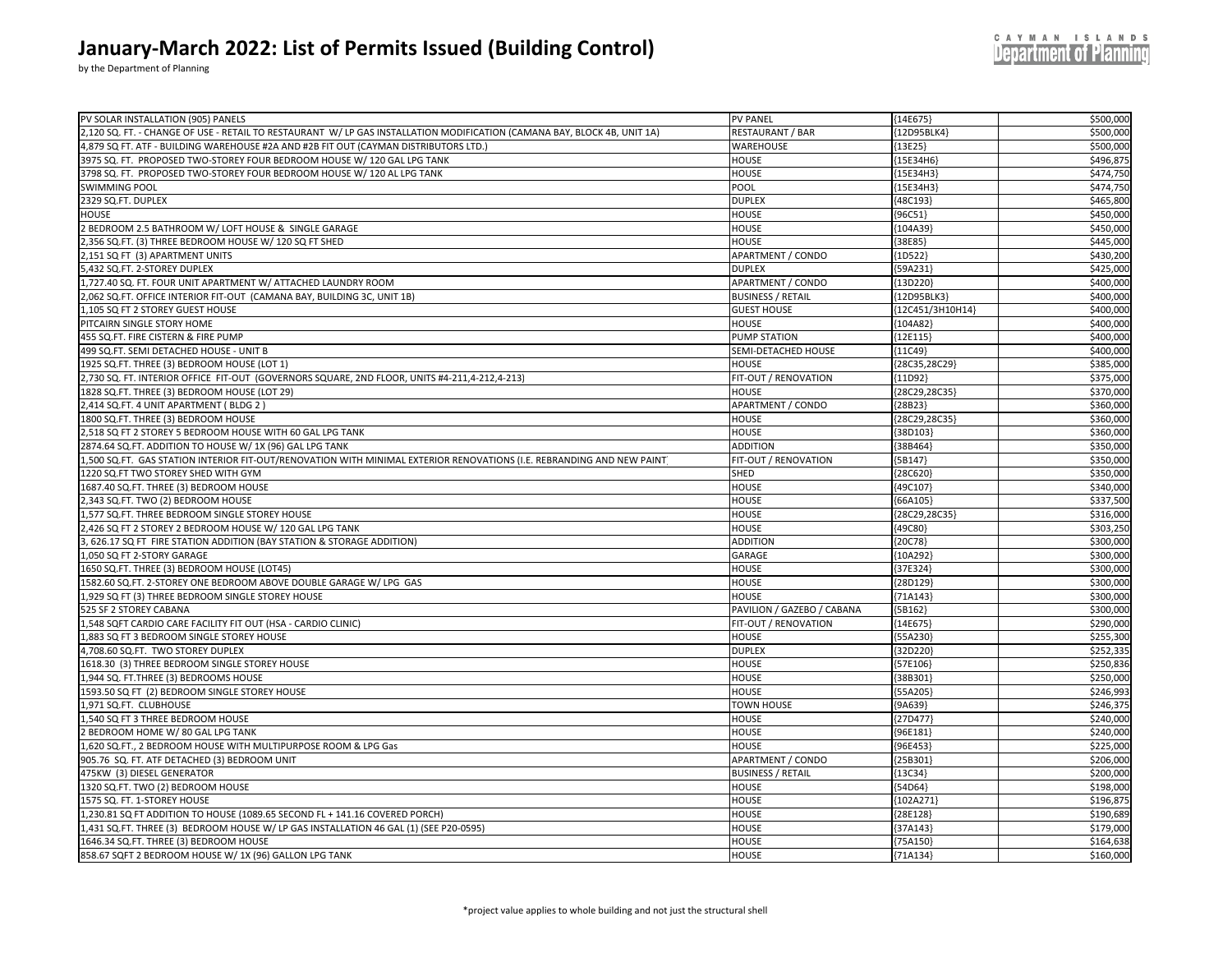# January-March 2022: List of Permits Issued (Building Control)

by the Department of Planning

| | | | |
|---|---|---|---|
| PV SOLAR INSTALLATION (905) PANELS | PV PANEL | {14E675} | $500,000 |
| 2,120 SQ. FT. - CHANGE OF USE - RETAIL TO RESTAURANT W/ LP GAS INSTALLATION MODIFICATION (CAMANA BAY, BLOCK 4B, UNIT 1A) | RESTAURANT / BAR | {12D95BLK4} | $500,000 |
| 4,879 SQ.FT. ATF - BUILDING WAREHOUSE #2A AND #2B FIT OUT (CAYMAN DISTRIBUTORS LTD.) | WAREHOUSE | {13E25} | $500,000 |
| 3975 SQ. FT. PROPOSED TWO-STOREY FOUR BEDROOM HOUSE W/ 120 GAL LPG TANK | HOUSE | {15E34H6} | $496,875 |
| 3798 SQ. FT. PROPOSED TWO-STOREY FOUR BEDROOM HOUSE W/ 120 AL LPG TANK | HOUSE | {15E34H3} | $474,750 |
| SWIMMING POOL | POOL | {15E34H3} | $474,750 |
| 2329 SQ.FT. DUPLEX | DUPLEX | {48C193} | $465,800 |
| HOUSE | HOUSE | {96C51} | $450,000 |
| 2 BEDROOM 2.5 BATHROOM W/ LOFT HOUSE & SINGLE GARAGE | HOUSE | {104A39} | $450,000 |
| 2,356 SQ.FT. (3) THREE BEDROOM HOUSE W/ 120 SQ FT SHED | HOUSE | {38E85} | $445,000 |
| 2,151 SQ FT (3) APARTMENT UNITS | APARTMENT / CONDO | {1D522} | $430,200 |
| 5,432 SQ.FT. 2-STOREY DUPLEX | DUPLEX | {59A231} | $425,000 |
| 1,727.40 SQ. FT. FOUR UNIT APARTMENT W/ ATTACHED LAUNDRY ROOM | APARTMENT / CONDO | {13D220} | $400,000 |
| 2,062 SQ.FT. OFFICE INTERIOR FIT-OUT (CAMANA BAY, BUILDING 3C, UNIT 1B) | BUSINESS / RETAIL | {12D95BLK3} | $400,000 |
| 1,105 SQ FT 2 STOREY GUEST HOUSE | GUEST HOUSE | {12C451/3H10H14} | $400,000 |
| PITCAIRN SINGLE STORY HOME | HOUSE | {104A82} | $400,000 |
| 455 SQ.FT. FIRE CISTERN & FIRE PUMP | PUMP STATION | {12E115} | $400,000 |
| 499 SQ.FT. SEMI DETACHED HOUSE - UNIT B | SEMI-DETACHED HOUSE | {11C49} | $400,000 |
| 1925 SQ.FT. THREE (3) BEDROOM HOUSE (LOT 1) | HOUSE | {28C35,28C29} | $385,000 |
| 2,730 SQ. FT. INTERIOR OFFICE FIT-OUT (GOVERNORS SQUARE, 2ND FLOOR, UNITS #4-211,4-212,4-213) | FIT-OUT / RENOVATION | {11D92} | $375,000 |
| 1828 SQ.FT. THREE (3) BEDROOM HOUSE (LOT 29) | HOUSE | {28C29,28C35} | $370,000 |
| 2,414 SQ.FT. 4 UNIT APARTMENT ( BLDG 2 ) | APARTMENT / CONDO | {28B23} | $360,000 |
| 1800 SQ.FT. THREE (3) BEDROOM HOUSE | HOUSE | {28C29,28C35} | $360,000 |
| 2,518 SQ FT 2 STOREY 5 BEDROOM HOUSE WITH 60 GAL LPG TANK | HOUSE | {38D103} | $360,000 |
| 2874.64 SQ.FT. ADDITION TO HOUSE W/ 1X (96) GAL LPG TANK | ADDITION | {38B464} | $350,000 |
| 1,500 SQ.FT. GAS STATION INTERIOR FIT-OUT/RENOVATION WITH MINIMAL EXTERIOR RENOVATIONS (I.E. REBRANDING AND NEW PAINT | FIT-OUT / RENOVATION | {5B147} | $350,000 |
| 1220 SQ.FT TWO STOREY SHED WITH GYM | SHED | {28C620} | $350,000 |
| 1687.40 SQ.FT. THREE (3) BEDROOM HOUSE | HOUSE | {49C107} | $340,000 |
| 2,343 SQ.FT. TWO (2) BEDROOM HOUSE | HOUSE | {66A105} | $337,500 |
| 1,577 SQ.FT. THREE BEDROOM SINGLE STOREY HOUSE | HOUSE | {28C29,28C35} | $316,000 |
| 2,426 SQ FT 2 STOREY 2 BEDROOM HOUSE W/ 120 GAL LPG TANK | HOUSE | {49C80} | $303,250 |
| 3, 626.17 SQ FT FIRE STATION ADDITION (BAY STATION & STORAGE ADDITION) | ADDITION | {20C78} | $300,000 |
| 1,050 SQ FT 2-STORY GARAGE | GARAGE | {10A292} | $300,000 |
| 1650 SQ.FT. THREE (3) BEDROOM HOUSE (LOT45) | HOUSE | {37E324} | $300,000 |
| 1582.60 SQ.FT. 2-STOREY ONE BEDROOM ABOVE DOUBLE GARAGE W/ LPG GAS | HOUSE | {28D129} | $300,000 |
| 1,929 SQ FT (3) THREE BEDROOM SINGLE STOREY HOUSE | HOUSE | {71A143} | $300,000 |
| 525 SF 2 STOREY CABANA | PAVILION / GAZEBO / CABANA | {5B162} | $300,000 |
| 1,548 SQFT CARDIO CARE FACILITY FIT OUT (HSA - CARDIO CLINIC) | FIT-OUT / RENOVATION | {14E675} | $290,000 |
| 1,883 SQ FT 3 BEDROOM SINGLE STOREY HOUSE | HOUSE | {55A230} | $255,300 |
| 4,708.60 SQ.FT. TWO STOREY DUPLEX | DUPLEX | {32D220} | $252,335 |
| 1618.30 (3) THREE BEDROOM SINGLE STOREY HOUSE | HOUSE | {57E106} | $250,836 |
| 1,944 SQ. FT.THREE (3) BEDROOMS HOUSE | HOUSE | {38B301} | $250,000 |
| 1593.50 SQ FT (2) BEDROOM SINGLE STOREY HOUSE | HOUSE | {55A205} | $246,993 |
| 1,971 SQ.FT. CLUBHOUSE | TOWN HOUSE | {9A639} | $246,375 |
| 1,540 SQ FT 3 THREE BEDROOM HOUSE | HOUSE | {27D477} | $240,000 |
| 2 BEDROOM HOME W/ 80 GAL LPG TANK | HOUSE | {96E181} | $240,000 |
| 1,620 SQ.FT., 2 BEDROOM HOUSE WITH MULTIPURPOSE ROOM & LPG Gas | HOUSE | {96E453} | $225,000 |
| 905.76 SQ. FT. ATF DETACHED (3) BEDROOM UNIT | APARTMENT / CONDO | {25B301} | $206,000 |
| 475KW (3) DIESEL GENERATOR | BUSINESS / RETAIL | {13C34} | $200,000 |
| 1320 SQ.FT. TWO (2) BEDROOM HOUSE | HOUSE | {54D64} | $198,000 |
| 1575 SQ. FT. 1-STOREY HOUSE | HOUSE | {102A271} | $196,875 |
| 1,230.81 SQ FT ADDITION TO HOUSE (1089.65 SECOND FL + 141.16 COVERED PORCH) | HOUSE | {28E128} | $190,689 |
| 1,431 SQ.FT. THREE (3) BEDROOM HOUSE W/ LP GAS INSTALLATION 46 GAL (1) (SEE P20-0595) | HOUSE | {37A143} | $179,000 |
| 1646.34 SQ.FT. THREE (3) BEDROOM HOUSE | HOUSE | {75A150} | $164,638 |
| 858.67 SQFT 2 BEDROOM HOUSE W/ 1X (96) GALLON LPG TANK | HOUSE | {71A134} | $160,000 |

*project value applies to whole building and not just the structural shell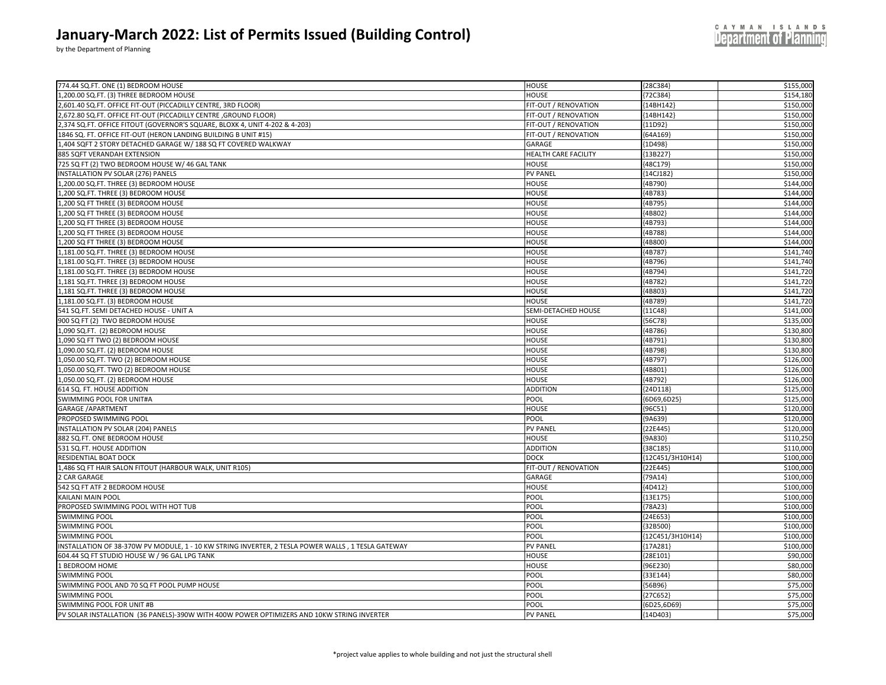# January-March 2022: List of Permits Issued (Building Control)

by the Department of Planning

| | | | |
|---|---|---|---|
| 774.44 SQ.FT. ONE (1) BEDROOM HOUSE | HOUSE | {28C384} | $155,000 |
| 1,200.00 SQ.FT. (3) THREE BEDROOM HOUSE | HOUSE | {72C384} | $154,180 |
| 2,601.40 SQ.FT. OFFICE FIT-OUT (PICCADILLY CENTRE, 3RD FLOOR) | FIT-OUT / RENOVATION | {14BH142} | $150,000 |
| 2,672.80 SQ.FT. OFFICE FIT-OUT (PICCADILLY CENTRE ,GROUND FLOOR) | FIT-OUT / RENOVATION | {14BH142} | $150,000 |
| 2,374 SQ.FT. OFFICE FITOUT (GOVERNOR'S SQUARE, BLOXK 4, UNIT 4-202 & 4-203) | FIT-OUT / RENOVATION | {11D92} | $150,000 |
| 1846 SQ. FT. OFFICE FIT-OUT (HERON LANDING BUILDING B UNIT #15) | FIT-OUT / RENOVATION | {64A169} | $150,000 |
| 1,404 SQFT 2 STORY DETACHED GARAGE W/ 188 SQ FT COVERED WALKWAY | GARAGE | {1D498} | $150,000 |
| 885 SQFT VERANDAH EXTENSION | HEALTH CARE FACILITY | {13B227} | $150,000 |
| 725 SQ FT (2) TWO BEDROOM HOUSE W/ 46 GAL TANK | HOUSE | {48C179} | $150,000 |
| INSTALLATION PV SOLAR (276) PANELS | PV PANEL | {14CJ182} | $150,000 |
| 1,200.00 SQ.FT. THREE (3) BEDROOM HOUSE | HOUSE | {4B790} | $144,000 |
| 1,200 SQ.FT. THREE (3) BEDROOM HOUSE | HOUSE | {4B783} | $144,000 |
| 1,200 SQ FT THREE (3) BEDROOM HOUSE | HOUSE | {4B795} | $144,000 |
| 1,200 SQ FT THREE (3) BEDROOM HOUSE | HOUSE | {4B802} | $144,000 |
| 1,200 SQ FT THREE (3) BEDROOM HOUSE | HOUSE | {4B793} | $144,000 |
| 1,200 SQ FT THREE (3) BEDROOM HOUSE | HOUSE | {4B788} | $144,000 |
| 1,200 SQ FT THREE (3) BEDROOM HOUSE | HOUSE | {4B800} | $144,000 |
| 1,181.00 SQ.FT. THREE (3) BEDROOM HOUSE | HOUSE | {4B787} | $141,740 |
| 1,181.00 SQ.FT. THREE (3) BEDROOM HOUSE | HOUSE | {4B796} | $141,740 |
| 1,181.00 SQ.FT. THREE (3) BEDROOM HOUSE | HOUSE | {4B794} | $141,720 |
| 1,181 SQ.FT. THREE (3) BEDROOM HOUSE | HOUSE | {4B782} | $141,720 |
| 1,181 SQ.FT. THREE (3) BEDROOM HOUSE | HOUSE | {4B803} | $141,720 |
| 1,181.00 SQ.FT. (3) BEDROOM HOUSE | HOUSE | {4B789} | $141,720 |
| 541 SQ.FT. SEMI DETACHED HOUSE - UNIT A | SEMI-DETACHED HOUSE | {11C48} | $141,000 |
| 900 SQ FT (2) TWO BEDROOM HOUSE | HOUSE | {56C78} | $135,000 |
| 1,090 SQ.FT. (2) BEDROOM HOUSE | HOUSE | {4B786} | $130,800 |
| 1,090 SQ FT TWO (2) BEDROOM HOUSE | HOUSE | {4B791} | $130,800 |
| 1,090.00 SQ.FT. (2) BEDROOM HOUSE | HOUSE | {4B798} | $130,800 |
| 1,050.00 SQ.FT. TWO (2) BEDROOM HOUSE | HOUSE | {4B797} | $126,000 |
| 1,050.00 SQ.FT. TWO (2) BEDROOM HOUSE | HOUSE | {4B801} | $126,000 |
| 1,050.00 SQ.FT. (2) BEDROOM HOUSE | HOUSE | {4B792} | $126,000 |
| 614 SQ. FT. HOUSE ADDITION | ADDITION | {24D118} | $125,000 |
| SWIMMING POOL FOR UNIT#A | POOL | {6D69,6D25} | $125,000 |
| GARAGE /APARTMENT | HOUSE | {96C51} | $120,000 |
| PROPOSED SWIMMING POOL | POOL | {9A639} | $120,000 |
| INSTALLATION PV SOLAR (204) PANELS | PV PANEL | {22E445} | $120,000 |
| 882 SQ.FT. ONE BEDROOM HOUSE | HOUSE | {9A830} | $110,250 |
| 531 SQ.FT. HOUSE ADDITION | ADDITION | {38C185} | $110,000 |
| RESIDENTIAL BOAT DOCK | DOCK | {12C451/3H10H14} | $100,000 |
| 1,486 SQ FT HAIR SALON FITOUT (HARBOUR WALK, UNIT R105) | FIT-OUT / RENOVATION | {22E445} | $100,000 |
| 2 CAR GARAGE | GARAGE | {79A14} | $100,000 |
| 542 SQ FT ATF 2 BEDROOM HOUSE | HOUSE | {4D412} | $100,000 |
| KAILANI MAIN POOL | POOL | {13E175} | $100,000 |
| PROPOSED SWIMMING POOL WITH HOT TUB | POOL | {78A23} | $100,000 |
| SWIMMING POOL | POOL | {24E653} | $100,000 |
| SWIMMING POOL | POOL | {32B500} | $100,000 |
| SWIMMING POOL | POOL | {12C451/3H10H14} | $100,000 |
| INSTALLATION OF 38-370W PV MODULE, 1 - 10 KW STRING INVERTER, 2 TESLA POWER WALLS , 1 TESLA GATEWAY | PV PANEL | {17A281} | $100,000 |
| 604.44 SQ FT STUDIO HOUSE W / 96 GAL LPG TANK | HOUSE | {28E101} | $90,000 |
| 1 BEDROOM HOME | HOUSE | {96E230} | $80,000 |
| SWIMMING POOL | POOL | {33E144} | $80,000 |
| SWIMMING POOL AND 70 SQ FT POOL PUMP HOUSE | POOL | {56B96} | $75,000 |
| SWIMMING POOL | POOL | {27C652} | $75,000 |
| SWIMMING POOL FOR UNIT #B | POOL | {6D25,6D69} | $75,000 |
| PV SOLAR INSTALLATION (36 PANELS)-390W WITH 400W POWER OPTIMIZERS AND 10KW STRING INVERTER | PV PANEL | {14D403} | $75,000 |

*project value applies to whole building and not just the structural shell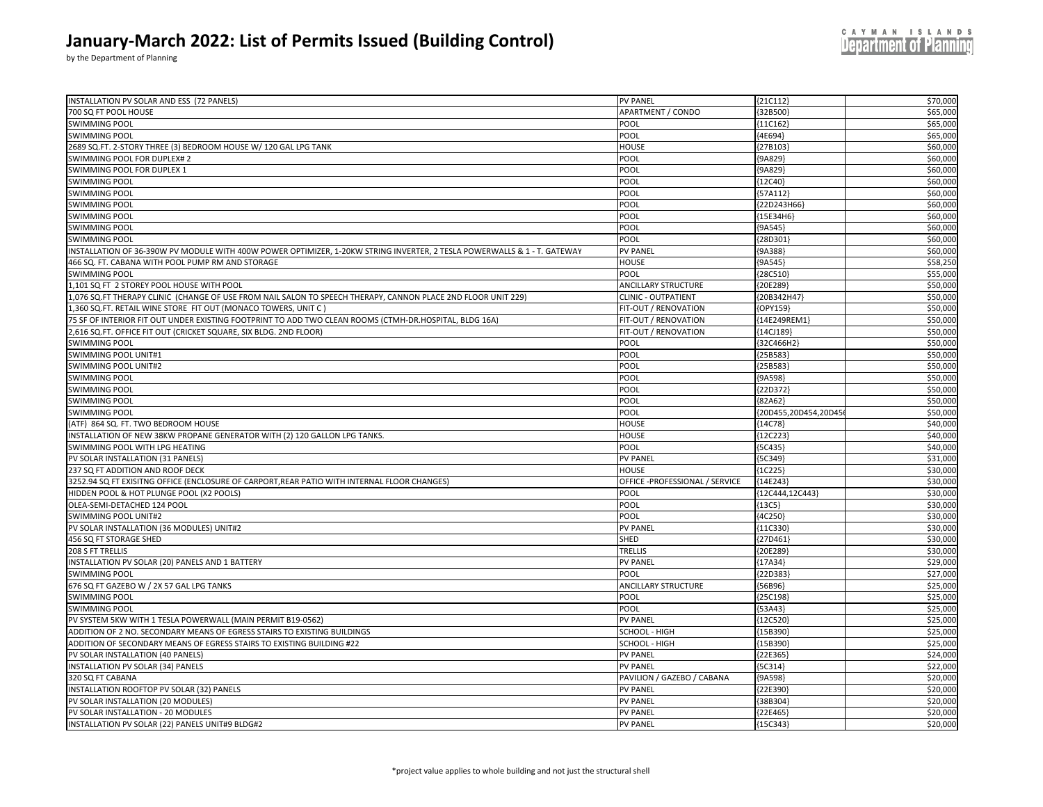# January-March 2022: List of Permits Issued (Building Control)

by the Department of Planning

| | | | |
|---|---|---|---|
| INSTALLATION PV SOLAR AND ESS (72 PANELS) | PV PANEL | {21C112} | $70,000 |
| 700 SQ FT POOL HOUSE | APARTMENT / CONDO | {32B500} | $65,000 |
| SWIMMING POOL | POOL | {11C162} | $65,000 |
| SWIMMING POOL | POOL | {4E694} | $65,000 |
| 2689 SQ.FT. 2-STORY THREE (3) BEDROOM HOUSE W/ 120 GAL LPG TANK | HOUSE | {27B103} | $60,000 |
| SWIMMING POOL FOR DUPLEX# 2 | POOL | {9A829} | $60,000 |
| SWIMMING POOL FOR DUPLEX 1 | POOL | {9A829} | $60,000 |
| SWIMMING POOL | POOL | {12C40} | $60,000 |
| SWIMMING POOL | POOL | {57A112} | $60,000 |
| SWIMMING POOL | POOL | {22D243H66} | $60,000 |
| SWIMMING POOL | POOL | {15E34H6} | $60,000 |
| SWIMMING POOL | POOL | {9A545} | $60,000 |
| SWIMMING POOL | POOL | {28D301} | $60,000 |
| INSTALLATION OF 36-390W PV MODULE WITH 400W POWER OPTIMIZER, 1-20KW STRING INVERTER, 2 TESLA POWERWALLS & 1 - T. GATEWAY | PV PANEL | {9A388} | $60,000 |
| 466 SQ. FT. CABANA WITH POOL PUMP RM AND STORAGE | HOUSE | {9A545} | $58,250 |
| SWIMMING POOL | POOL | {28C510} | $55,000 |
| 1,101 SQ FT 2 STOREY POOL HOUSE WITH POOL | ANCILLARY STRUCTURE | {20E289} | $50,000 |
| 1,076 SQ.FT THERAPY CLINIC (CHANGE OF USE FROM NAIL SALON TO SPEECH THERAPY, CANNON PLACE 2ND FLOOR UNIT 229) | CLINIC - OUTPATIENT | {20B342H47} | $50,000 |
| 1,360 SQ.FT. RETAIL WINE STORE FIT OUT (MONACO TOWERS, UNIT C ) | FIT-OUT / RENOVATION | {OPY159} | $50,000 |
| 75 SF OF INTERIOR FIT OUT UNDER EXISTING FOOTPRINT TO ADD TWO CLEAN ROOMS (CTMH-DR.HOSPITAL, BLDG 16A) | FIT-OUT / RENOVATION | {14E249REM1} | $50,000 |
| 2,616 SQ.FT. OFFICE FIT OUT (CRICKET SQUARE, SIX BLDG. 2ND FLOOR) | FIT-OUT / RENOVATION | {14CJ189} | $50,000 |
| SWIMMING POOL | POOL | {32C466H2} | $50,000 |
| SWIMMING POOL UNIT#1 | POOL | {25B583} | $50,000 |
| SWIMMING POOL UNIT#2 | POOL | {25B583} | $50,000 |
| SWIMMING POOL | POOL | {9A598} | $50,000 |
| SWIMMING POOL | POOL | {22D372} | $50,000 |
| SWIMMING POOL | POOL | {82A62} | $50,000 |
| SWIMMING POOL | POOL | {20D455,20D454,20D45 | $50,000 |
| (ATF) 864 SQ. FT. TWO BEDROOM HOUSE | HOUSE | {14C78} | $40,000 |
| INSTALLATION OF NEW 38KW PROPANE GENERATOR WITH (2) 120 GALLON LPG TANKS. | HOUSE | {12C223} | $40,000 |
| SWIMMING POOL WITH LPG HEATING | POOL | {5C435} | $40,000 |
| PV SOLAR INSTALLATION (31 PANELS) | PV PANEL | {5C349} | $31,000 |
| 237 SQ FT ADDITION AND ROOF DECK | HOUSE | {1C225} | $30,000 |
| 3252.94 SQ FT EXISITNG OFFICE (ENCLOSURE OF CARPORT,REAR PATIO WITH INTERNAL FLOOR CHANGES) | OFFICE -PROFESSIONAL / SERVICE | {14E243} | $30,000 |
| HIDDEN POOL & HOT PLUNGE POOL (X2 POOLS) | POOL | {12C444,12C443} | $30,000 |
| OLEA-SEMI-DETACHED 124 POOL | POOL | {13C5} | $30,000 |
| SWIMMING POOL UNIT#2 | POOL | {4C250} | $30,000 |
| PV SOLAR INSTALLATION (36 MODULES) UNIT#2 | PV PANEL | {11C330} | $30,000 |
| 456 SQ FT STORAGE SHED | SHED | {27D461} | $30,000 |
| 208 S FT TRELLIS | TRELLIS | {20E289} | $30,000 |
| INSTALLATION PV SOLAR (20) PANELS AND 1 BATTERY | PV PANEL | {17A34} | $29,000 |
| SWIMMING POOL | POOL | {22D383} | $27,000 |
| 676 SQ FT GAZEBO W / 2X 57 GAL LPG TANKS | ANCILLARY STRUCTURE | {56B96} | $25,000 |
| SWIMMING POOL | POOL | {25C198} | $25,000 |
| SWIMMING POOL | POOL | {53A43} | $25,000 |
| PV SYSTEM 5KW WITH 1 TESLA POWERWALL (MAIN PERMIT B19-0562) | PV PANEL | {12C520} | $25,000 |
| ADDITION OF 2 NO. SECONDARY MEANS OF EGRESS STAIRS TO EXISTING BUILDINGS | SCHOOL - HIGH | {15B390} | $25,000 |
| ADDITION OF SECONDARY MEANS OF EGRESS STAIRS TO EXISTING BUILDING #22 | SCHOOL - HIGH | {15B390} | $25,000 |
| PV SOLAR INSTALLATION (40 PANELS) | PV PANEL | {22E365} | $24,000 |
| INSTALLATION PV SOLAR (34) PANELS | PV PANEL | {5C314} | $22,000 |
| 320 SQ FT CABANA | PAVILION / GAZEBO / CABANA | {9A598} | $20,000 |
| INSTALLATION ROOFTOP PV SOLAR (32) PANELS | PV PANEL | {22E390} | $20,000 |
| PV SOLAR INSTALLATION (20 MODULES) | PV PANEL | {38B304} | $20,000 |
| PV SOLAR INSTALLATION - 20 MODULES | PV PANEL | {22E465} | $20,000 |
| INSTALLATION PV SOLAR (22) PANELS UNIT#9 BLDG#2 | PV PANEL | {15C343} | $20,000 |

*project value applies to whole building and not just the structural shell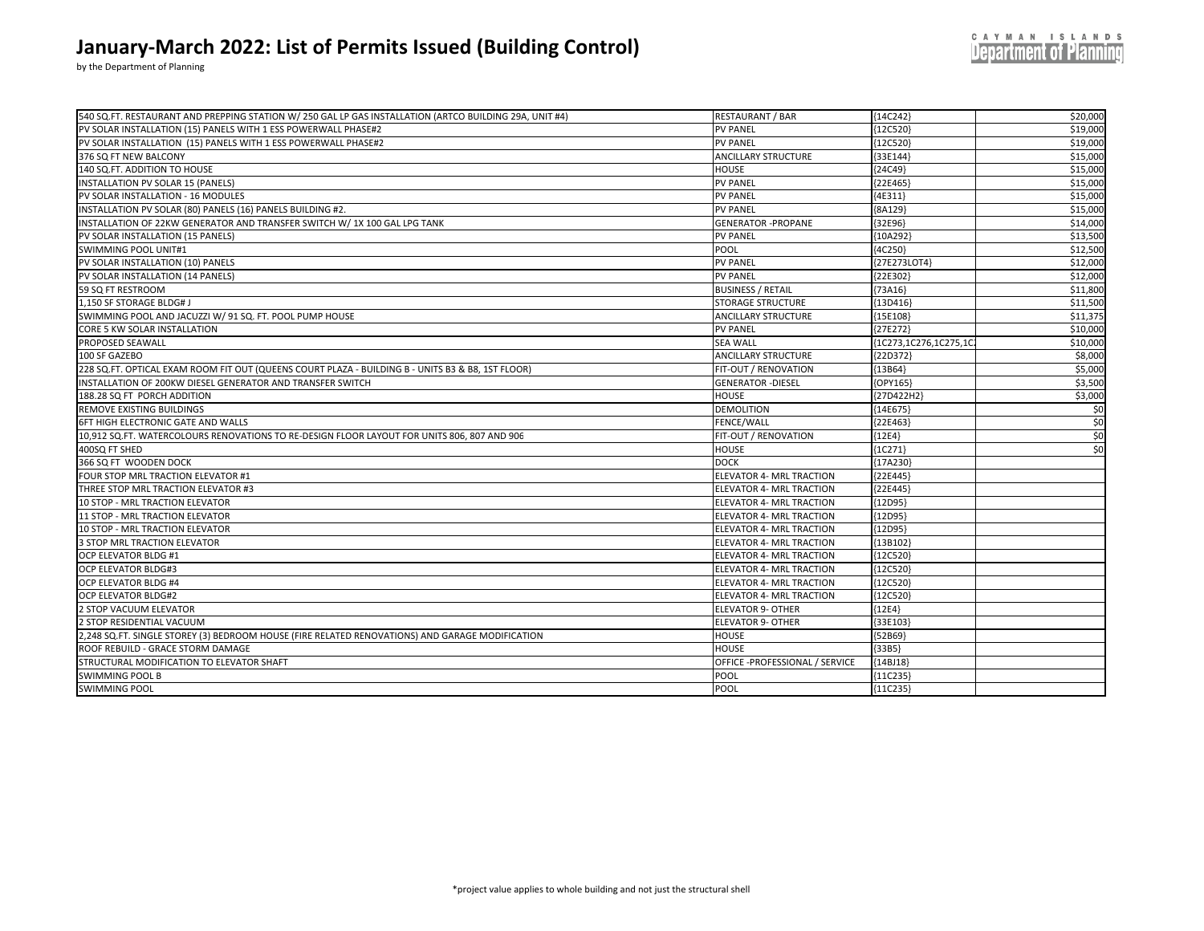# January-March 2022: List of Permits Issued (Building Control)

by the Department of Planning

| | | | |
|---|---|---|---|
| 540 SQ.FT. RESTAURANT AND PREPPING STATION W/ 250 GAL LP GAS INSTALLATION (ARTCO BUILDING 29A, UNIT #4) | RESTAURANT / BAR | {14C242} | $20,000 |
| PV SOLAR INSTALLATION (15) PANELS WITH 1 ESS POWERWALL PHASE#2 | PV PANEL | {12C520} | $19,000 |
| PV SOLAR INSTALLATION (15) PANELS WITH 1 ESS POWERWALL PHASE#2 | PV PANEL | {12C520} | $19,000 |
| 376 SQ FT NEW BALCONY | ANCILLARY STRUCTURE | {33E144} | $15,000 |
| 140 SQ.FT. ADDITION TO HOUSE | HOUSE | {24C49} | $15,000 |
| INSTALLATION PV SOLAR 15 (PANELS) | PV PANEL | {22E465} | $15,000 |
| PV SOLAR INSTALLATION - 16 MODULES | PV PANEL | {4E311} | $15,000 |
| INSTALLATION PV SOLAR (80) PANELS (16) PANELS BUILDING #2. | PV PANEL | {8A129} | $15,000 |
| INSTALLATION OF 22KW GENERATOR AND TRANSFER SWITCH W/ 1X 100 GAL LPG TANK | GENERATOR -PROPANE | {32E96} | $14,000 |
| PV SOLAR INSTALLATION (15 PANELS) | PV PANEL | {10A292} | $13,500 |
| SWIMMING POOL UNIT#1 | POOL | {4C250} | $12,500 |
| PV SOLAR INSTALLATION (10) PANELS | PV PANEL | {27E273LOT4} | $12,000 |
| PV SOLAR INSTALLATION (14 PANELS) | PV PANEL | {22E302} | $12,000 |
| 59 SQ FT RESTROOM | BUSINESS / RETAIL | {73A16} | $11,800 |
| 1,150 SF STORAGE BLDG# J | STORAGE STRUCTURE | {13D416} | $11,500 |
| SWIMMING POOL AND JACUZZI W/ 91 SQ. FT. POOL PUMP HOUSE | ANCILLARY STRUCTURE | {15E108} | $11,375 |
| CORE 5 KW SOLAR INSTALLATION | PV PANEL | {27E272} | $10,000 |
| PROPOSED SEAWALL | SEA WALL | {1C273,1C276,1C275,1C | $10,000 |
| 100 SF GAZEBO | ANCILLARY STRUCTURE | {22D372} | $8,000 |
| 228 SQ.FT. OPTICAL EXAM ROOM FIT OUT (QUEENS COURT PLAZA - BUILDING B - UNITS B3 & B8, 1ST FLOOR) | FIT-OUT / RENOVATION | {13B64} | $5,000 |
| INSTALLATION OF 200KW DIESEL GENERATOR AND TRANSFER SWITCH | GENERATOR -DIESEL | {OPY165} | $3,500 |
| 188.28 SQ FT PORCH ADDITION | HOUSE | {27D422H2} | $3,000 |
| REMOVE EXISTING BUILDINGS | DEMOLITION | {14E675} | $0 |
| 6FT HIGH ELECTRONIC GATE AND WALLS | FENCE/WALL | {22E463} | $0 |
| 10,912 SQ.FT. WATERCOLOURS RENOVATIONS TO RE-DESIGN FLOOR LAYOUT FOR UNITS 806, 807 AND 906 | FIT-OUT / RENOVATION | {12E4} | $0 |
| 400SQ FT SHED | HOUSE | {1C271} | $0 |
| 366 SQ FT WOODEN DOCK | DOCK | {17A230} | |
| FOUR STOP MRL TRACTION ELEVATOR #1 | ELEVATOR 4- MRL TRACTION | {22E445} | |
| THREE STOP MRL TRACTION ELEVATOR #3 | ELEVATOR 4- MRL TRACTION | {22E445} | |
| 10 STOP - MRL TRACTION ELEVATOR | ELEVATOR 4- MRL TRACTION | {12D95} | |
| 11 STOP - MRL TRACTION ELEVATOR | ELEVATOR 4- MRL TRACTION | {12D95} | |
| 10 STOP - MRL TRACTION ELEVATOR | ELEVATOR 4- MRL TRACTION | {12D95} | |
| 3 STOP MRL TRACTION ELEVATOR | ELEVATOR 4- MRL TRACTION | {13B102} | |
| OCP ELEVATOR BLDG #1 | ELEVATOR 4- MRL TRACTION | {12C520} | |
| OCP ELEVATOR BLDG#3 | ELEVATOR 4- MRL TRACTION | {12C520} | |
| OCP ELEVATOR BLDG #4 | ELEVATOR 4- MRL TRACTION | {12C520} | |
| OCP ELEVATOR BLDG#2 | ELEVATOR 4- MRL TRACTION | {12C520} | |
| 2 STOP VACUUM ELEVATOR | ELEVATOR 9- OTHER | {12E4} | |
| 2 STOP RESIDENTIAL VACUUM | ELEVATOR 9- OTHER | {33E103} | |
| 2,248 SQ.FT. SINGLE STOREY (3) BEDROOM HOUSE (FIRE RELATED RENOVATIONS) AND GARAGE MODIFICATION | HOUSE | {52B69} | |
| ROOF REBUILD - GRACE STORM DAMAGE | HOUSE | {33B5} | |
| STRUCTURAL MODIFICATION TO ELEVATOR SHAFT | OFFICE -PROFESSIONAL / SERVICE | {14BJ18} | |
| SWIMMING POOL B | POOL | {11C235} | |
| SWIMMING POOL | POOL | {11C235} | |

*project value applies to whole building and not just the structural shell